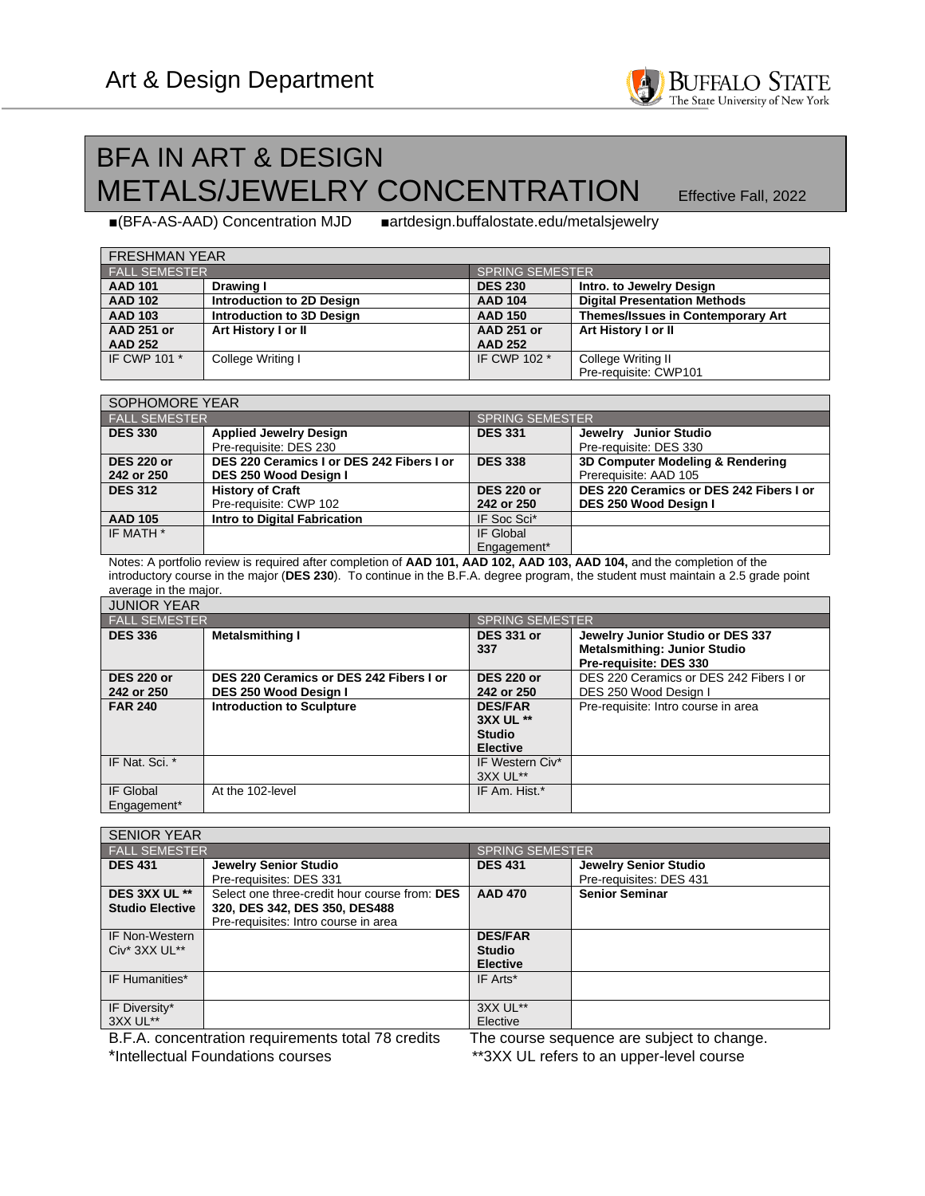# Art & Design Department

Buffalo State — The State University of New York

## BFA IN ART & DESIGN
## METALS/JEWELRY CONCENTRATION

Effective Fall, 2022

■(BFA-AS-AAD) Concentration MJD ■artdesign.buffalostate.edu/metalsjewelry

| FRESHMAN YEAR | | | |
|---|---|---|---|
| FALL SEMESTER | | SPRING SEMESTER | |
| **AAD 101** | **Drawing I** | **DES 230** | **Intro. to Jewelry Design** |
| **AAD 102** | **Introduction to 2D Design** | **AAD 104** | **Digital Presentation Methods** |
| **AAD 103** | **Introduction to 3D Design** | **AAD 150** | **Themes/Issues in Contemporary Art** |
| **AAD 251 or AAD 252** | **Art History I or II** | **AAD 251 or AAD 252** | **Art History I or II** |
| IF CWP 101 * | College Writing I | IF CWP 102 * | College Writing II<br>Pre-requisite: CWP101 |

| SOPHOMORE YEAR | | | |
|---|---|---|---|
| FALL SEMESTER | | SPRING SEMESTER | |
| **DES 330** | **Applied Jewelry Design**<br>Pre-requisite: DES 230 | **DES 331** | **Jewelry Junior Studio**<br>Pre-requisite: DES 330 |
| **DES 220 or 242 or 250** | **DES 220 Ceramics I or DES 242 Fibers I or DES 250 Wood Design I** | **DES 338** | **3D Computer Modeling & Rendering**<br>Prerequisite: AAD 105 |
| **DES 312** | **History of Craft**<br>Pre-requisite: CWP 102 | **DES 220 or 242 or 250** | **DES 220 Ceramics or DES 242 Fibers I or DES 250 Wood Design I** |
| **AAD 105** | **Intro to Digital Fabrication** | IF Soc Sci* | |
| IF MATH * | | IF Global Engagement* | |

Notes: A portfolio review is required after completion of **AAD 101, AAD 102, AAD 103, AAD 104,** and the completion of the introductory course in the major (**DES 230**). To continue in the B.F.A. degree program, the student must maintain a 2.5 grade point average in the major.

| JUNIOR YEAR | | | |
|---|---|---|---|
| FALL SEMESTER | | SPRING SEMESTER | |
| **DES 336** | **Metalsmithing I** | **DES 331 or 337** | **Jewelry Junior Studio or DES 337 Metalsmithing: Junior Studio Pre-requisite: DES 330** |
| **DES 220 or 242 or 250** | **DES 220 Ceramics or DES 242 Fibers I or DES 250 Wood Design I** | **DES 220 or 242 or 250** | DES 220 Ceramics or DES 242 Fibers I or DES 250 Wood Design I |
| **FAR 240** | **Introduction to Sculpture** | **DES/FAR 3XX UL \*\* Studio Elective** | Pre-requisite: Intro course in area |
| IF Nat. Sci. * | | IF Western Civ* 3XX UL** | |
| IF Global Engagement* | At the 102-level | IF Am. Hist.* | |

| SENIOR YEAR | | | |
|---|---|---|---|
| FALL SEMESTER | | SPRING SEMESTER | |
| **DES 431** | **Jewelry Senior Studio**<br>Pre-requisites: DES 331 | **DES 431** | **Jewelry Senior Studio**<br>Pre-requisites: DES 431 |
| **DES 3XX UL \*\* Studio Elective** | Select one three-credit hour course from: **DES 320, DES 342, DES 350, DES488**<br>Pre-requisites: Intro course in area | **AAD 470** | **Senior Seminar** |
| IF Non-Western Civ* 3XX UL** | | **DES/FAR Studio Elective** | |
| IF Humanities* | | IF Arts* | |
| IF Diversity* 3XX UL** | | 3XX UL** Elective | |

B.F.A. concentration requirements total 78 credits
*Intellectual Foundations courses

The course sequence are subject to change.
**3XX UL refers to an upper-level course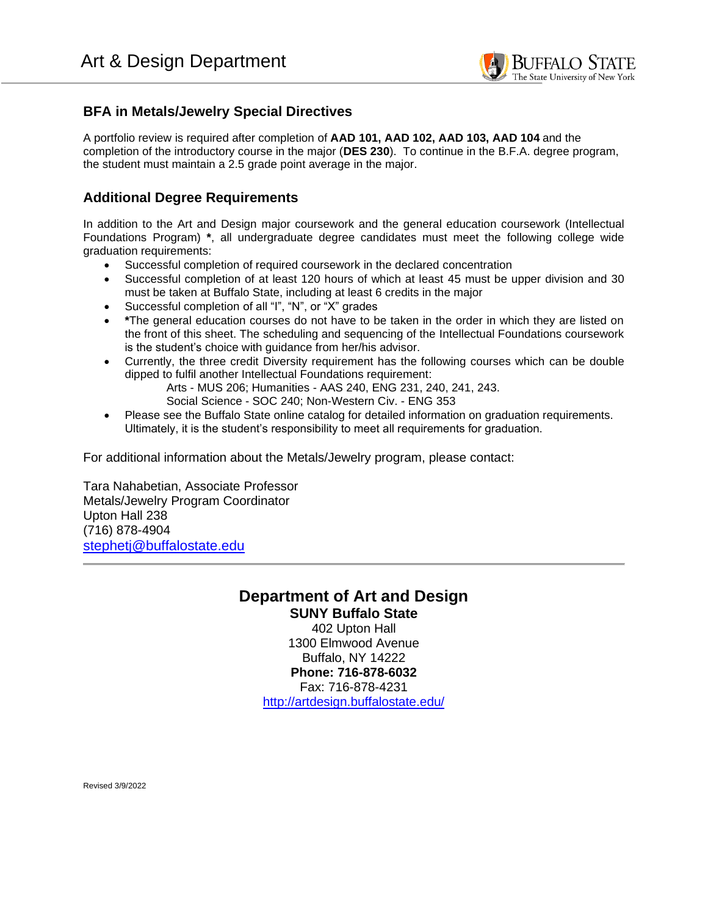Art & Design Department

## BFA in Metals/Jewelry Special Directives

A portfolio review is required after completion of **AAD 101, AAD 102, AAD 103, AAD 104** and the completion of the introductory course in the major (**DES 230**). To continue in the B.F.A. degree program, the student must maintain a 2.5 grade point average in the major.

## Additional Degree Requirements

In addition to the Art and Design major coursework and the general education coursework (Intellectual Foundations Program) *****, all undergraduate degree candidates must meet the following college wide graduation requirements:

- Successful completion of required coursework in the declared concentration
- Successful completion of at least 120 hours of which at least 45 must be upper division and 30 must be taken at Buffalo State, including at least 6 credits in the major
- Successful completion of all "I", "N", or "X" grades
- *****The general education courses do not have to be taken in the order in which they are listed on the front of this sheet. The scheduling and sequencing of the Intellectual Foundations coursework is the student's choice with guidance from her/his advisor.
- Currently, the three credit Diversity requirement has the following courses which can be double dipped to fulfil another Intellectual Foundations requirement:
  Arts - MUS 206; Humanities - AAS 240, ENG 231, 240, 241, 243.
  Social Science - SOC 240; Non-Western Civ. - ENG 353
- Please see the Buffalo State online catalog for detailed information on graduation requirements. Ultimately, it is the student's responsibility to meet all requirements for graduation.

For additional information about the Metals/Jewelry program, please contact:

Tara Nahabetian, Associate Professor
Metals/Jewelry Program Coordinator
Upton Hall 238
(716) 878-4904
stephetj@buffalostate.edu

---

**Department of Art and Design**
**SUNY Buffalo State**
402 Upton Hall
1300 Elmwood Avenue
Buffalo, NY 14222
**Phone: 716-878-6032**
Fax: 716-878-4231
http://artdesign.buffalostate.edu/

Revised 3/9/2022